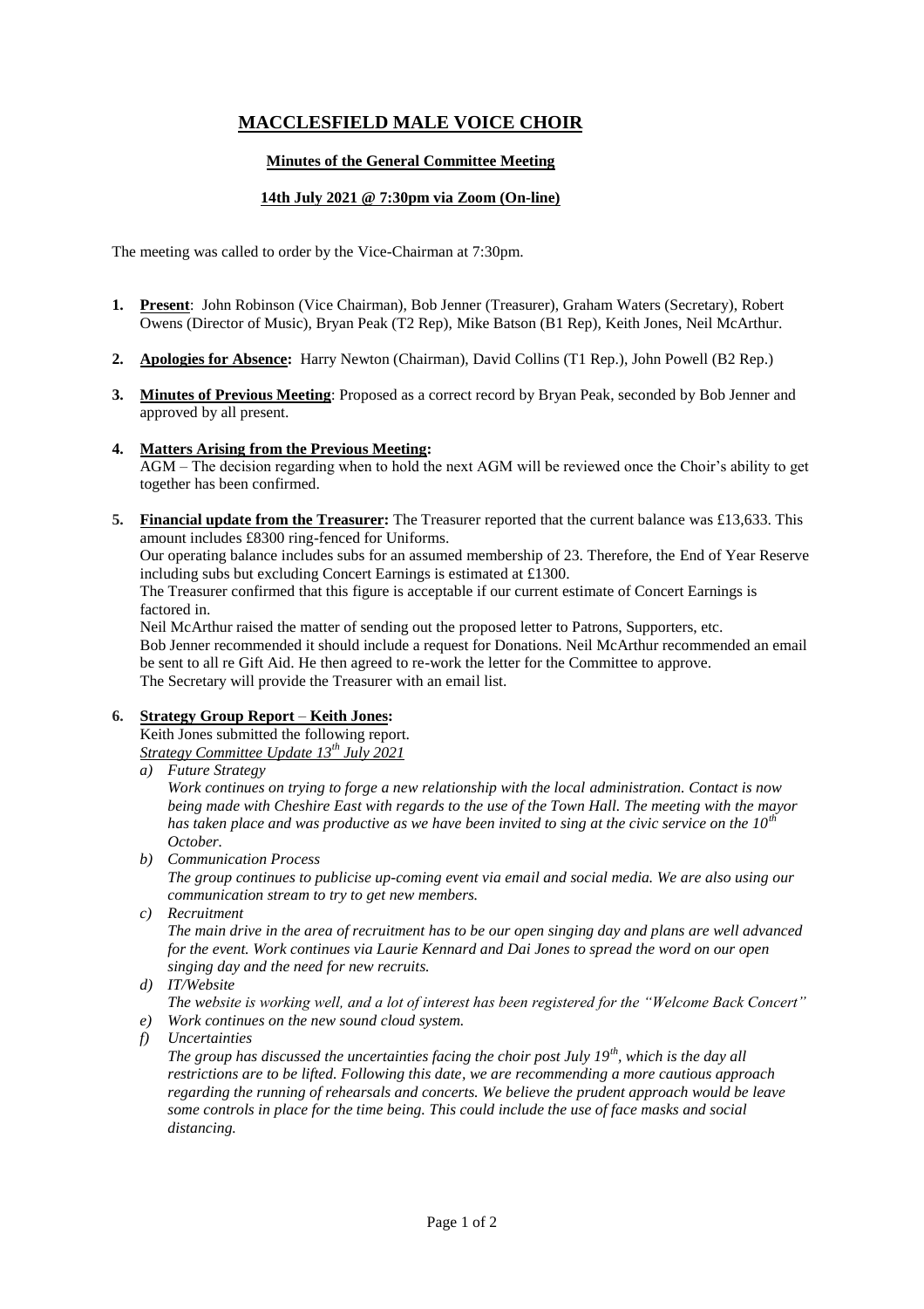# MACCLESFIELD MALE VOICE CHOIR

**Minutes of the General Committee Meeting**

**14th July 2021 @ 7:30pm via Zoom (On-line)**

The meeting was called to order by the Vice-Chairman at 7:30pm.

1. **Present**: John Robinson (Vice Chairman), Bob Jenner (Treasurer), Graham Waters (Secretary), Robert Owens (Director of Music), Bryan Peak (T2 Rep), Mike Batson (B1 Rep), Keith Jones, Neil McArthur.

2. **Apologies for Absence:** Harry Newton (Chairman), David Collins (T1 Rep.), John Powell (B2 Rep.)

3. **Minutes of Previous Meeting**: Proposed as a correct record by Bryan Peak, seconded by Bob Jenner and approved by all present.

4. **Matters Arising from the Previous Meeting:**
   AGM – The decision regarding when to hold the next AGM will be reviewed once the Choir's ability to get together has been confirmed.

5. **Financial update from the Treasurer:** The Treasurer reported that the current balance was £13,633. This amount includes £8300 ring-fenced for Uniforms.
   Our operating balance includes subs for an assumed membership of 23. Therefore, the End of Year Reserve including subs but excluding Concert Earnings is estimated at £1300.
   The Treasurer confirmed that this figure is acceptable if our current estimate of Concert Earnings is factored in.
   Neil McArthur raised the matter of sending out the proposed letter to Patrons, Supporters, etc.
   Bob Jenner recommended it should include a request for Donations. Neil McArthur recommended an email be sent to all re Gift Aid. He then agreed to re-work the letter for the Committee to approve.
   The Secretary will provide the Treasurer with an email list.

6. **Strategy Group Report – Keith Jones:**
   Keith Jones submitted the following report.
   *Strategy Committee Update 13th July 2021*
   a) *Future Strategy*
      *Work continues on trying to forge a new relationship with the local administration. Contact is now being made with Cheshire East with regards to the use of the Town Hall. The meeting with the mayor has taken place and was productive as we have been invited to sing at the civic service on the 10th October.*
   b) *Communication Process*
      *The group continues to publicise up-coming event via email and social media. We are also using our communication stream to try to get new members.*
   c) *Recruitment*
      *The main drive in the area of recruitment has to be our open singing day and plans are well advanced for the event. Work continues via Laurie Kennard and Dai Jones to spread the word on our open singing day and the need for new recruits.*
   d) *IT/Website*
      *The website is working well, and a lot of interest has been registered for the "Welcome Back Concert"*
   e) *Work continues on the new sound cloud system.*
   f) *Uncertainties*
      *The group has discussed the uncertainties facing the choir post July 19th, which is the day all restrictions are to be lifted. Following this date, we are recommending a more cautious approach regarding the running of rehearsals and concerts. We believe the prudent approach would be leave some controls in place for the time being. This could include the use of face masks and social distancing.*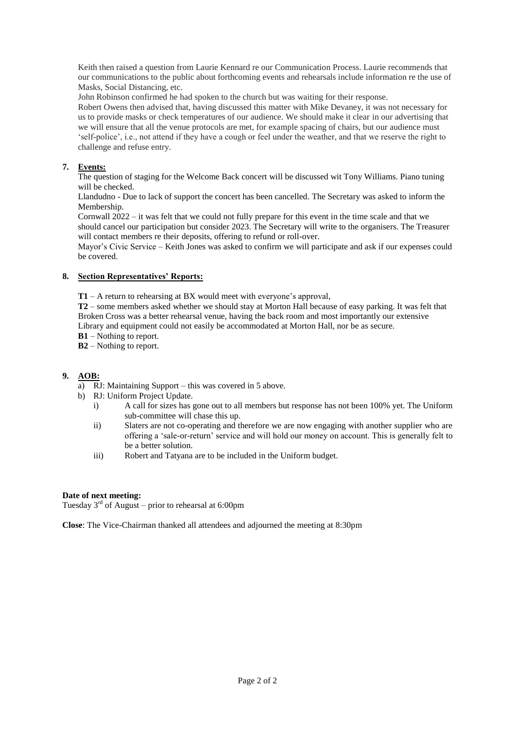Keith then raised a question from Laurie Kennard re our Communication Process. Laurie recommends that our communications to the public about forthcoming events and rehearsals include information re the use of Masks, Social Distancing, etc.

John Robinson confirmed he had spoken to the church but was waiting for their response.

Robert Owens then advised that, having discussed this matter with Mike Devaney, it was not necessary for us to provide masks or check temperatures of our audience. We should make it clear in our advertising that we will ensure that all the venue protocols are met, for example spacing of chairs, but our audience must 'self-police', i.e., not attend if they have a cough or feel under the weather, and that we reserve the right to challenge and refuse entry.

**7. Events:**

The question of staging for the Welcome Back concert will be discussed wit Tony Williams. Piano tuning will be checked.

Llandudno - Due to lack of support the concert has been cancelled. The Secretary was asked to inform the Membership.

Cornwall 2022 – it was felt that we could not fully prepare for this event in the time scale and that we should cancel our participation but consider 2023. The Secretary will write to the organisers. The Treasurer will contact members re their deposits, offering to refund or roll-over.

Mayor's Civic Service – Keith Jones was asked to confirm we will participate and ask if our expenses could be covered.

**8. Section Representatives' Reports:**

**T1** – A return to rehearsing at BX would meet with everyone's approval,

**T2** – some members asked whether we should stay at Morton Hall because of easy parking. It was felt that Broken Cross was a better rehearsal venue, having the back room and most importantly our extensive Library and equipment could not easily be accommodated at Morton Hall, nor be as secure.

**B1** – Nothing to report.

**B2** – Nothing to report.

**9. AOB:**

a) RJ: Maintaining Support – this was covered in 5 above.

b) RJ: Uniform Project Update.

   i) A call for sizes has gone out to all members but response has not been 100% yet. The Uniform sub-committee will chase this up.

   ii) Slaters are not co-operating and therefore we are now engaging with another supplier who are offering a 'sale-or-return' service and will hold our money on account. This is generally felt to be a better solution.

   iii) Robert and Tatyana are to be included in the Uniform budget.

**Date of next meeting:**

Tuesday 3rd of August – prior to rehearsal at 6:00pm

**Close**: The Vice-Chairman thanked all attendees and adjourned the meeting at 8:30pm